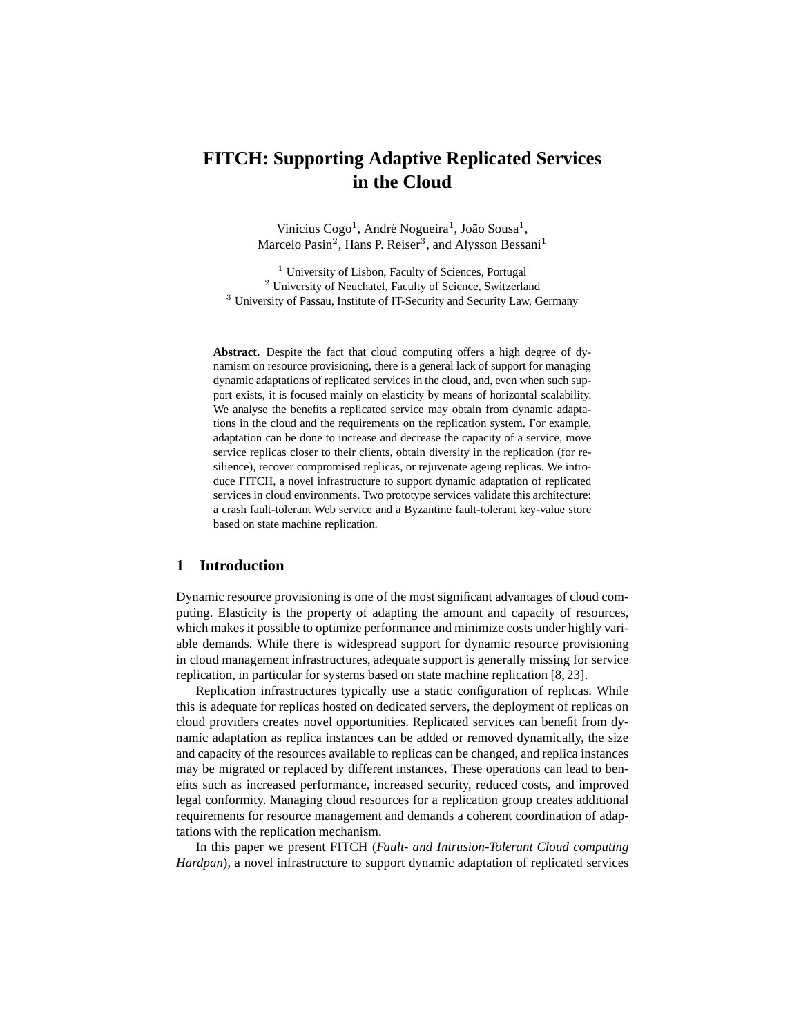# FITCH: Supporting Adaptive Replicated Services in the Cloud

Vinicius Cogo[1], André Nogueira[1], João Sousa[1], Marcelo Pasin[2], Hans P. Reiser[3], and Alysson Bessani[1]

[1] University of Lisbon, Faculty of Sciences, Portugal
[2] University of Neuchatel, Faculty of Science, Switzerland
[3] University of Passau, Institute of IT-Security and Security Law, Germany

**Abstract.** Despite the fact that cloud computing offers a high degree of dynamism on resource provisioning, there is a general lack of support for managing dynamic adaptations of replicated services in the cloud, and, even when such support exists, it is focused mainly on elasticity by means of horizontal scalability. We analyse the benefits a replicated service may obtain from dynamic adaptations in the cloud and the requirements on the replication system. For example, adaptation can be done to increase and decrease the capacity of a service, move service replicas closer to their clients, obtain diversity in the replication (for resilience), recover compromised replicas, or rejuvenate ageing replicas. We introduce FITCH, a novel infrastructure to support dynamic adaptation of replicated services in cloud environments. Two prototype services validate this architecture: a crash fault-tolerant Web service and a Byzantine fault-tolerant key-value store based on state machine replication.

## 1 Introduction

Dynamic resource provisioning is one of the most significant advantages of cloud computing. Elasticity is the property of adapting the amount and capacity of resources, which makes it possible to optimize performance and minimize costs under highly variable demands. While there is widespread support for dynamic resource provisioning in cloud management infrastructures, adequate support is generally missing for service replication, in particular for systems based on state machine replication [8, 23].

Replication infrastructures typically use a static configuration of replicas. While this is adequate for replicas hosted on dedicated servers, the deployment of replicas on cloud providers creates novel opportunities. Replicated services can benefit from dynamic adaptation as replica instances can be added or removed dynamically, the size and capacity of the resources available to replicas can be changed, and replica instances may be migrated or replaced by different instances. These operations can lead to benefits such as increased performance, increased security, reduced costs, and improved legal conformity. Managing cloud resources for a replication group creates additional requirements for resource management and demands a coherent coordination of adaptations with the replication mechanism.

In this paper we present FITCH (*Fault- and Intrusion-Tolerant Cloud computing Hardpan*), a novel infrastructure to support dynamic adaptation of replicated services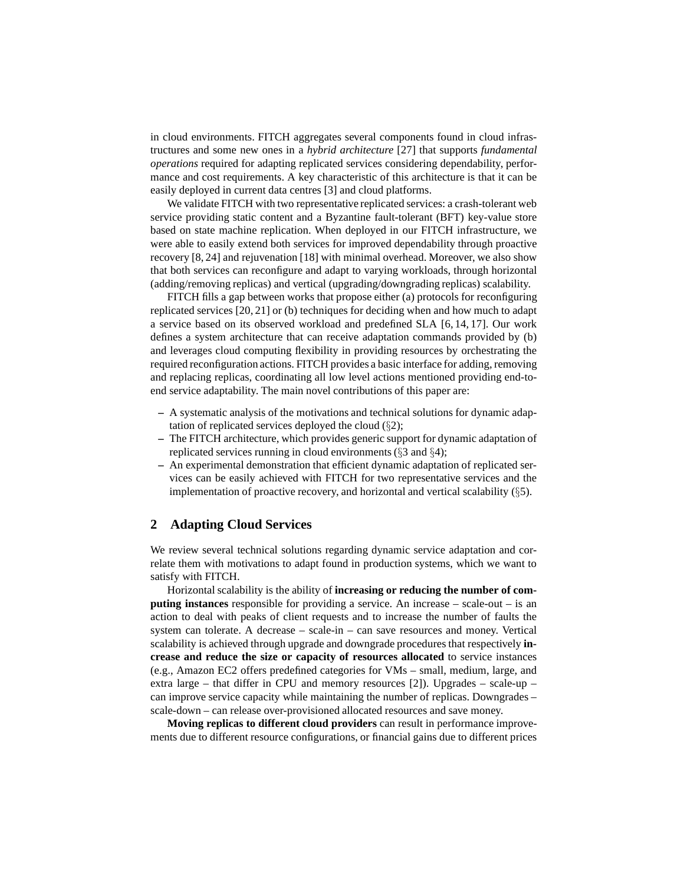in cloud environments. FITCH aggregates several components found in cloud infrastructures and some new ones in a *hybrid architecture* [27] that supports *fundamental operations* required for adapting replicated services considering dependability, performance and cost requirements. A key characteristic of this architecture is that it can be easily deployed in current data centres [3] and cloud platforms.

We validate FITCH with two representative replicated services: a crash-tolerant web service providing static content and a Byzantine fault-tolerant (BFT) key-value store based on state machine replication. When deployed in our FITCH infrastructure, we were able to easily extend both services for improved dependability through proactive recovery [8, 24] and rejuvenation [18] with minimal overhead. Moreover, we also show that both services can reconfigure and adapt to varying workloads, through horizontal (adding/removing replicas) and vertical (upgrading/downgrading replicas) scalability.

FITCH fills a gap between works that propose either (a) protocols for reconfiguring replicated services [20, 21] or (b) techniques for deciding when and how much to adapt a service based on its observed workload and predefined SLA [6, 14, 17]. Our work defines a system architecture that can receive adaptation commands provided by (b) and leverages cloud computing flexibility in providing resources by orchestrating the required reconfiguration actions. FITCH provides a basic interface for adding, removing and replacing replicas, coordinating all low level actions mentioned providing end-to-end service adaptability. The main novel contributions of this paper are:

- A systematic analysis of the motivations and technical solutions for dynamic adaptation of replicated services deployed the cloud (§2);
- The FITCH architecture, which provides generic support for dynamic adaptation of replicated services running in cloud environments (§3 and §4);
- An experimental demonstration that efficient dynamic adaptation of replicated services can be easily achieved with FITCH for two representative services and the implementation of proactive recovery, and horizontal and vertical scalability (§5).

## 2 Adapting Cloud Services

We review several technical solutions regarding dynamic service adaptation and correlate them with motivations to adapt found in production systems, which we want to satisfy with FITCH.

Horizontal scalability is the ability of **increasing or reducing the number of computing instances** responsible for providing a service. An increase – scale-out – is an action to deal with peaks of client requests and to increase the number of faults the system can tolerate. A decrease – scale-in – can save resources and money. Vertical scalability is achieved through upgrade and downgrade procedures that respectively **increase and reduce the size or capacity of resources allocated** to service instances (e.g., Amazon EC2 offers predefined categories for VMs – small, medium, large, and extra large – that differ in CPU and memory resources [2]). Upgrades – scale-up – can improve service capacity while maintaining the number of replicas. Downgrades – scale-down – can release over-provisioned allocated resources and save money.

**Moving replicas to different cloud providers** can result in performance improvements due to different resource configurations, or financial gains due to different prices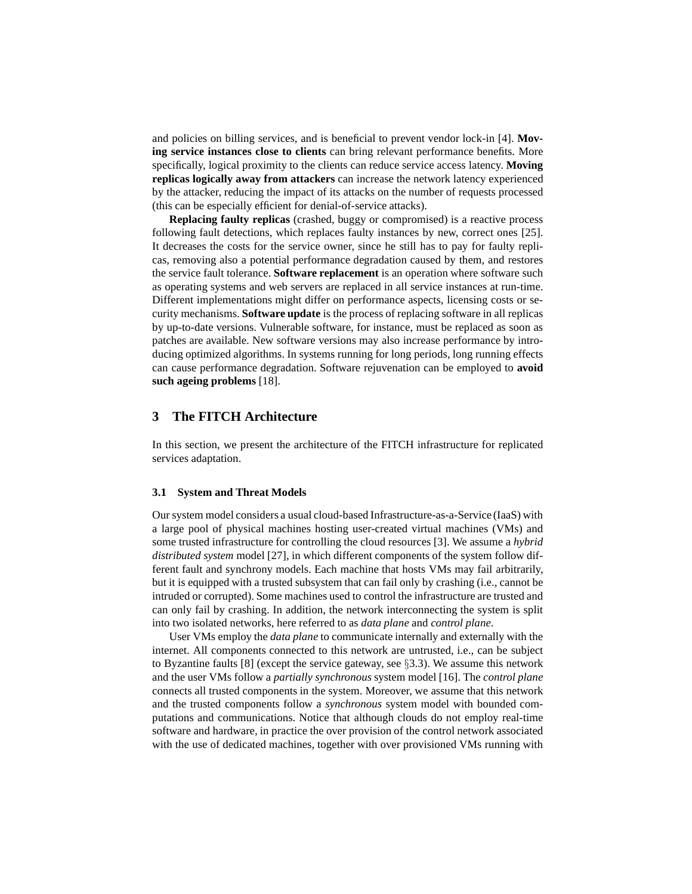and policies on billing services, and is beneficial to prevent vendor lock-in [4]. **Moving service instances close to clients** can bring relevant performance benefits. More specifically, logical proximity to the clients can reduce service access latency. **Moving replicas logically away from attackers** can increase the network latency experienced by the attacker, reducing the impact of its attacks on the number of requests processed (this can be especially efficient for denial-of-service attacks).

**Replacing faulty replicas** (crashed, buggy or compromised) is a reactive process following fault detections, which replaces faulty instances by new, correct ones [25]. It decreases the costs for the service owner, since he still has to pay for faulty replicas, removing also a potential performance degradation caused by them, and restores the service fault tolerance. **Software replacement** is an operation where software such as operating systems and web servers are replaced in all service instances at run-time. Different implementations might differ on performance aspects, licensing costs or security mechanisms. **Software update** is the process of replacing software in all replicas by up-to-date versions. Vulnerable software, for instance, must be replaced as soon as patches are available. New software versions may also increase performance by introducing optimized algorithms. In systems running for long periods, long running effects can cause performance degradation. Software rejuvenation can be employed to **avoid such ageing problems** [18].

## 3 The FITCH Architecture

In this section, we present the architecture of the FITCH infrastructure for replicated services adaptation.

### 3.1 System and Threat Models

Our system model considers a usual cloud-based Infrastructure-as-a-Service (IaaS) with a large pool of physical machines hosting user-created virtual machines (VMs) and some trusted infrastructure for controlling the cloud resources [3]. We assume a *hybrid distributed system* model [27], in which different components of the system follow different fault and synchrony models. Each machine that hosts VMs may fail arbitrarily, but it is equipped with a trusted subsystem that can fail only by crashing (i.e., cannot be intruded or corrupted). Some machines used to control the infrastructure are trusted and can only fail by crashing. In addition, the network interconnecting the system is split into two isolated networks, here referred to as *data plane* and *control plane*.

User VMs employ the *data plane* to communicate internally and externally with the internet. All components connected to this network are untrusted, i.e., can be subject to Byzantine faults [8] (except the service gateway, see §3.3). We assume this network and the user VMs follow a *partially synchronous* system model [16]. The *control plane* connects all trusted components in the system. Moreover, we assume that this network and the trusted components follow a *synchronous* system model with bounded computations and communications. Notice that although clouds do not employ real-time software and hardware, in practice the over provision of the control network associated with the use of dedicated machines, together with over provisioned VMs running with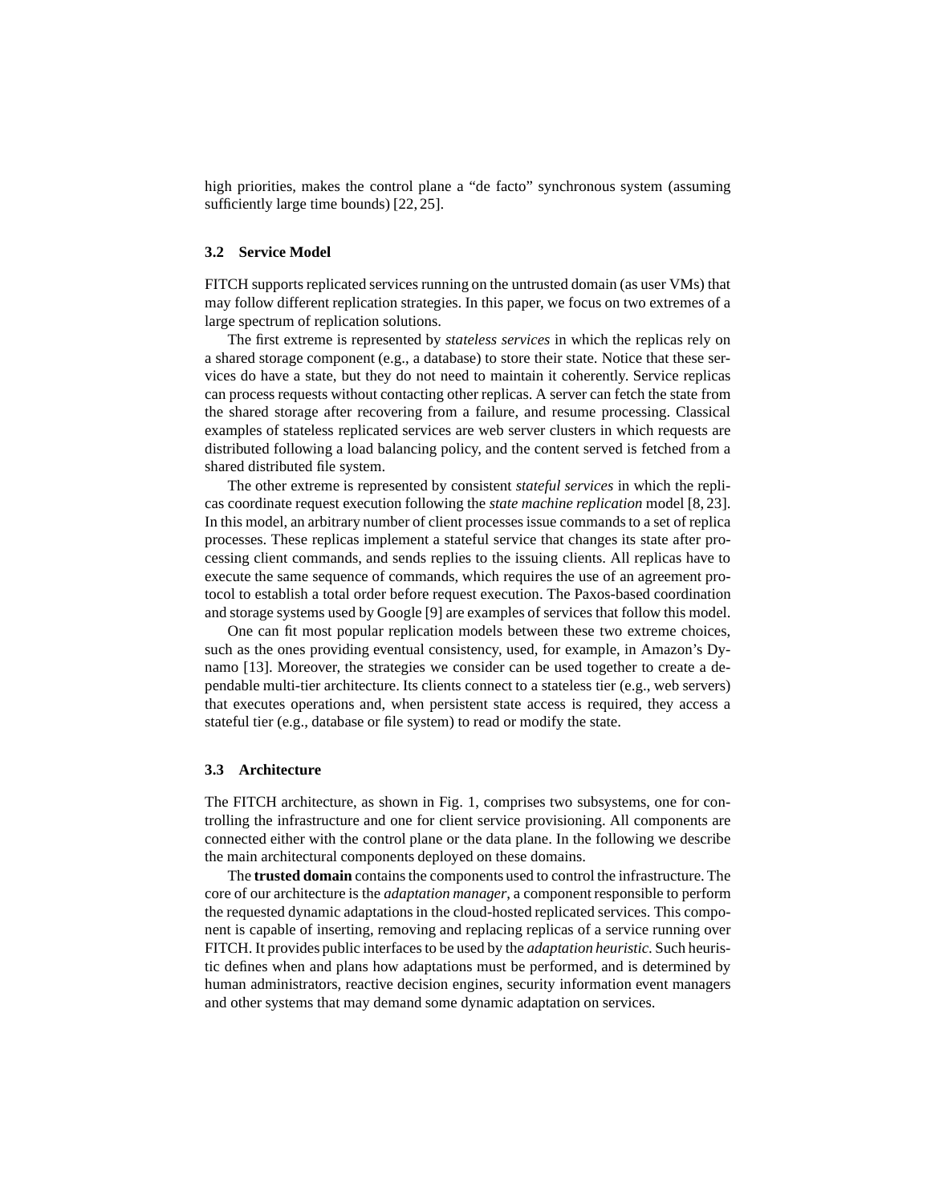high priorities, makes the control plane a "de facto" synchronous system (assuming sufficiently large time bounds) [22, 25].

### 3.2 Service Model

FITCH supports replicated services running on the untrusted domain (as user VMs) that may follow different replication strategies. In this paper, we focus on two extremes of a large spectrum of replication solutions.

The first extreme is represented by *stateless services* in which the replicas rely on a shared storage component (e.g., a database) to store their state. Notice that these services do have a state, but they do not need to maintain it coherently. Service replicas can process requests without contacting other replicas. A server can fetch the state from the shared storage after recovering from a failure, and resume processing. Classical examples of stateless replicated services are web server clusters in which requests are distributed following a load balancing policy, and the content served is fetched from a shared distributed file system.

The other extreme is represented by consistent *stateful services* in which the replicas coordinate request execution following the *state machine replication* model [8, 23]. In this model, an arbitrary number of client processes issue commands to a set of replica processes. These replicas implement a stateful service that changes its state after processing client commands, and sends replies to the issuing clients. All replicas have to execute the same sequence of commands, which requires the use of an agreement protocol to establish a total order before request execution. The Paxos-based coordination and storage systems used by Google [9] are examples of services that follow this model.

One can fit most popular replication models between these two extreme choices, such as the ones providing eventual consistency, used, for example, in Amazon's Dynamo [13]. Moreover, the strategies we consider can be used together to create a dependable multi-tier architecture. Its clients connect to a stateless tier (e.g., web servers) that executes operations and, when persistent state access is required, they access a stateful tier (e.g., database or file system) to read or modify the state.

### 3.3 Architecture

The FITCH architecture, as shown in Fig. 1, comprises two subsystems, one for controlling the infrastructure and one for client service provisioning. All components are connected either with the control plane or the data plane. In the following we describe the main architectural components deployed on these domains.

The **trusted domain** contains the components used to control the infrastructure. The core of our architecture is the *adaptation manager*, a component responsible to perform the requested dynamic adaptations in the cloud-hosted replicated services. This component is capable of inserting, removing and replacing replicas of a service running over FITCH. It provides public interfaces to be used by the *adaptation heuristic*. Such heuristic defines when and plans how adaptations must be performed, and is determined by human administrators, reactive decision engines, security information event managers and other systems that may demand some dynamic adaptation on services.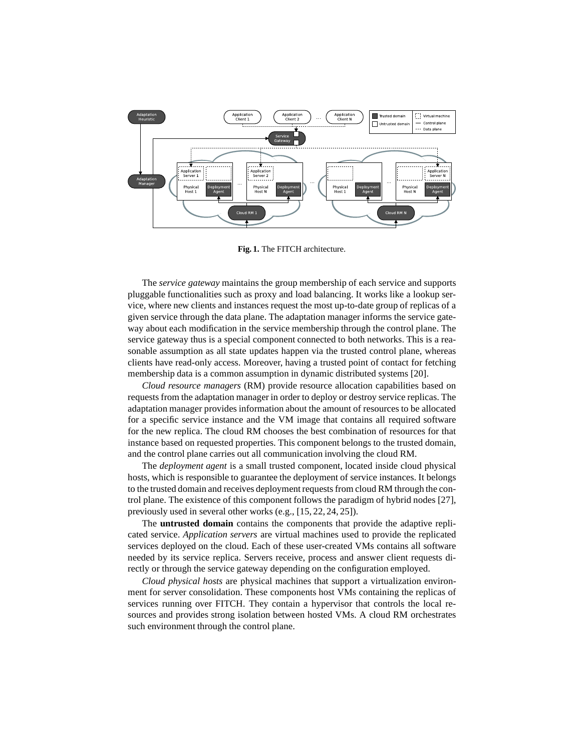Adaptation Heuristic

Application Client 1

Application Client 2

...

Application Client N

Trusted domain

Untrusted domain

Virtual machine

Control plane

Data plane

Service Gateway

Adaptation Manager

Application Server 1

Physical Host 1

Deployment Agent

Application Server 2

Physical Host N

Deployment Agent

Physical Host 1

Deployment Agent

Application Server N

Physical Host N

Deployment Agent

Cloud RM 1

Cloud RM N

**Fig. 1.** The FITCH architecture.

The *service gateway* maintains the group membership of each service and supports pluggable functionalities such as proxy and load balancing. It works like a lookup service, where new clients and instances request the most up-to-date group of replicas of a given service through the data plane. The adaptation manager informs the service gateway about each modification in the service membership through the control plane. The service gateway thus is a special component connected to both networks. This is a reasonable assumption as all state updates happen via the trusted control plane, whereas clients have read-only access. Moreover, having a trusted point of contact for fetching membership data is a common assumption in dynamic distributed systems [20].

*Cloud resource managers* (RM) provide resource allocation capabilities based on requests from the adaptation manager in order to deploy or destroy service replicas. The adaptation manager provides information about the amount of resources to be allocated for a specific service instance and the VM image that contains all required software for the new replica. The cloud RM chooses the best combination of resources for that instance based on requested properties. This component belongs to the trusted domain, and the control plane carries out all communication involving the cloud RM.

The *deployment agent* is a small trusted component, located inside cloud physical hosts, which is responsible to guarantee the deployment of service instances. It belongs to the trusted domain and receives deployment requests from cloud RM through the control plane. The existence of this component follows the paradigm of hybrid nodes [27], previously used in several other works (e.g., [15, 22, 24, 25]).

The **untrusted domain** contains the components that provide the adaptive replicated service. *Application servers* are virtual machines used to provide the replicated services deployed on the cloud. Each of these user-created VMs contains all software needed by its service replica. Servers receive, process and answer client requests directly or through the service gateway depending on the configuration employed.

*Cloud physical hosts* are physical machines that support a virtualization environment for server consolidation. These components host VMs containing the replicas of services running over FITCH. They contain a hypervisor that controls the local resources and provides strong isolation between hosted VMs. A cloud RM orchestrates such environment through the control plane.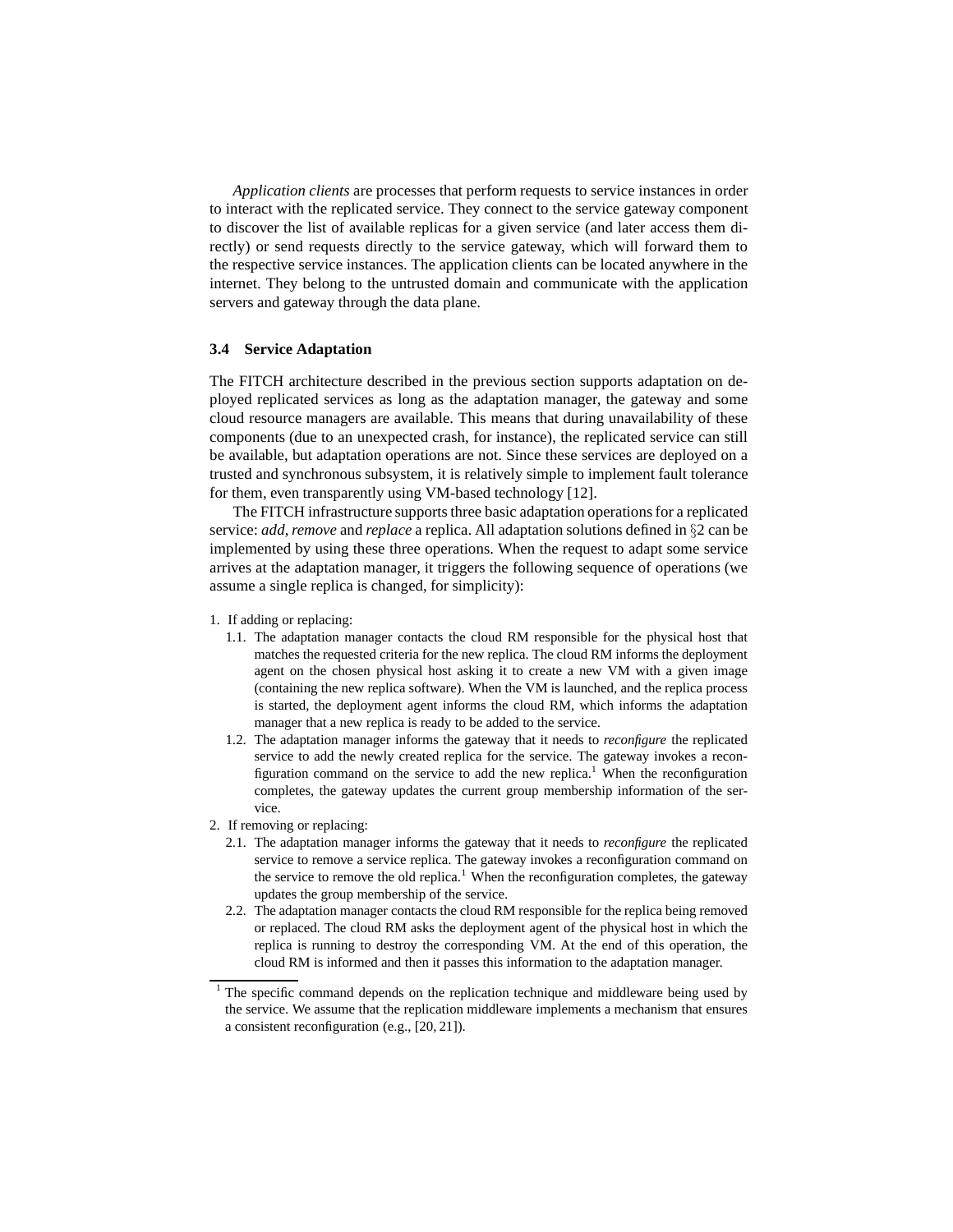*Application clients* are processes that perform requests to service instances in order to interact with the replicated service. They connect to the service gateway component to discover the list of available replicas for a given service (and later access them directly) or send requests directly to the service gateway, which will forward them to the respective service instances. The application clients can be located anywhere in the internet. They belong to the untrusted domain and communicate with the application servers and gateway through the data plane.

### 3.4 Service Adaptation

The FITCH architecture described in the previous section supports adaptation on deployed replicated services as long as the adaptation manager, the gateway and some cloud resource managers are available. This means that during unavailability of these components (due to an unexpected crash, for instance), the replicated service can still be available, but adaptation operations are not. Since these services are deployed on a trusted and synchronous subsystem, it is relatively simple to implement fault tolerance for them, even transparently using VM-based technology [12].

The FITCH infrastructure supports three basic adaptation operations for a replicated service: *add*, *remove* and *replace* a replica. All adaptation solutions defined in §2 can be implemented by using these three operations. When the request to adapt some service arrives at the adaptation manager, it triggers the following sequence of operations (we assume a single replica is changed, for simplicity):

1. If adding or replacing:
   1.1. The adaptation manager contacts the cloud RM responsible for the physical host that matches the requested criteria for the new replica. The cloud RM informs the deployment agent on the chosen physical host asking it to create a new VM with a given image (containing the new replica software). When the VM is launched, and the replica process is started, the deployment agent informs the cloud RM, which informs the adaptation manager that a new replica is ready to be added to the service.
   1.2. The adaptation manager informs the gateway that it needs to *reconfigure* the replicated service to add the newly created replica for the service. The gateway invokes a reconfiguration command on the service to add the new replica.[1] When the reconfiguration completes, the gateway updates the current group membership information of the service.
2. If removing or replacing:
   2.1. The adaptation manager informs the gateway that it needs to *reconfigure* the replicated service to remove a service replica. The gateway invokes a reconfiguration command on the service to remove the old replica.[1] When the reconfiguration completes, the gateway updates the group membership of the service.
   2.2. The adaptation manager contacts the cloud RM responsible for the replica being removed or replaced. The cloud RM asks the deployment agent of the physical host in which the replica is running to destroy the corresponding VM. At the end of this operation, the cloud RM is informed and then it passes this information to the adaptation manager.

[1] The specific command depends on the replication technique and middleware being used by the service. We assume that the replication middleware implements a mechanism that ensures a consistent reconfiguration (e.g., [20, 21]).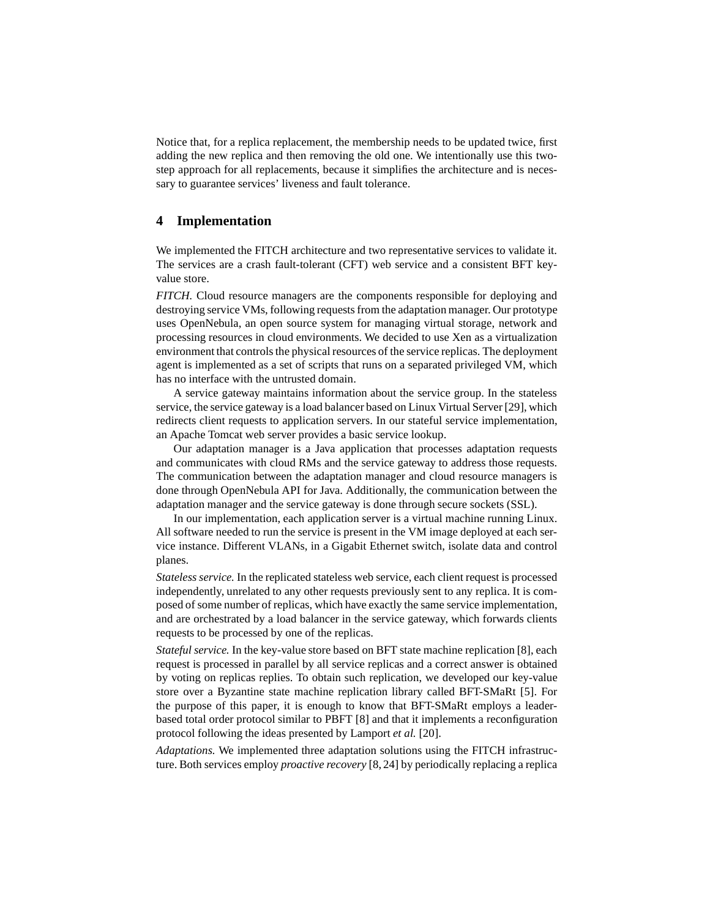Notice that, for a replica replacement, the membership needs to be updated twice, first adding the new replica and then removing the old one. We intentionally use this two-step approach for all replacements, because it simplifies the architecture and is necessary to guarantee services' liveness and fault tolerance.

## 4 Implementation

We implemented the FITCH architecture and two representative services to validate it. The services are a crash fault-tolerant (CFT) web service and a consistent BFT key-value store.

*FITCH.* Cloud resource managers are the components responsible for deploying and destroying service VMs, following requests from the adaptation manager. Our prototype uses OpenNebula, an open source system for managing virtual storage, network and processing resources in cloud environments. We decided to use Xen as a virtualization environment that controls the physical resources of the service replicas. The deployment agent is implemented as a set of scripts that runs on a separated privileged VM, which has no interface with the untrusted domain.

A service gateway maintains information about the service group. In the stateless service, the service gateway is a load balancer based on Linux Virtual Server [29], which redirects client requests to application servers. In our stateful service implementation, an Apache Tomcat web server provides a basic service lookup.

Our adaptation manager is a Java application that processes adaptation requests and communicates with cloud RMs and the service gateway to address those requests. The communication between the adaptation manager and cloud resource managers is done through OpenNebula API for Java. Additionally, the communication between the adaptation manager and the service gateway is done through secure sockets (SSL).

In our implementation, each application server is a virtual machine running Linux. All software needed to run the service is present in the VM image deployed at each service instance. Different VLANs, in a Gigabit Ethernet switch, isolate data and control planes.

*Stateless service.* In the replicated stateless web service, each client request is processed independently, unrelated to any other requests previously sent to any replica. It is composed of some number of replicas, which have exactly the same service implementation, and are orchestrated by a load balancer in the service gateway, which forwards clients requests to be processed by one of the replicas.

*Stateful service.* In the key-value store based on BFT state machine replication [8], each request is processed in parallel by all service replicas and a correct answer is obtained by voting on replicas replies. To obtain such replication, we developed our key-value store over a Byzantine state machine replication library called BFT-SMaRt [5]. For the purpose of this paper, it is enough to know that BFT-SMaRt employs a leader-based total order protocol similar to PBFT [8] and that it implements a reconfiguration protocol following the ideas presented by Lamport *et al.* [20].

*Adaptations.* We implemented three adaptation solutions using the FITCH infrastructure. Both services employ *proactive recovery* [8, 24] by periodically replacing a replica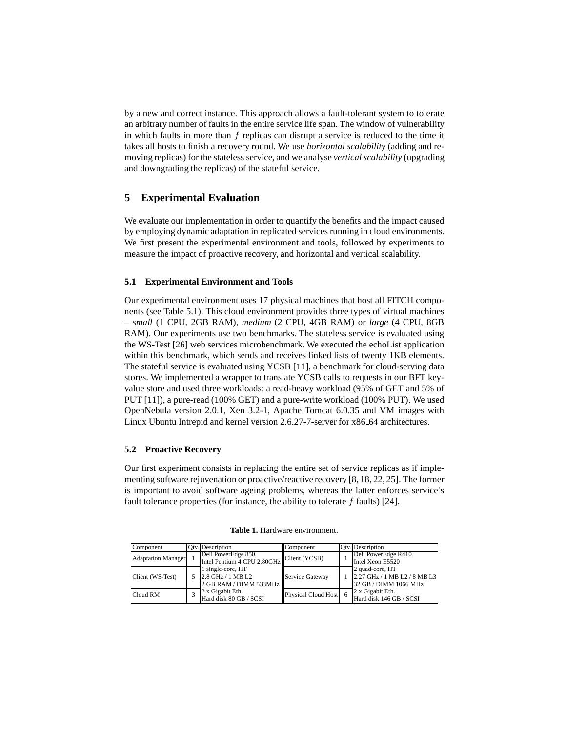by a new and correct instance. This approach allows a fault-tolerant system to tolerate an arbitrary number of faults in the entire service life span. The window of vulnerability in which faults in more than $f$ replicas can disrupt a service is reduced to the time it takes all hosts to finish a recovery round. We use *horizontal scalability* (adding and removing replicas) for the stateless service, and we analyse *vertical scalability* (upgrading and downgrading the replicas) of the stateful service.

## 5 Experimental Evaluation

We evaluate our implementation in order to quantify the benefits and the impact caused by employing dynamic adaptation in replicated services running in cloud environments. We first present the experimental environment and tools, followed by experiments to measure the impact of proactive recovery, and horizontal and vertical scalability.

### 5.1 Experimental Environment and Tools

Our experimental environment uses 17 physical machines that host all FITCH components (see Table 5.1). This cloud environment provides three types of virtual machines – *small* (1 CPU, 2GB RAM), *medium* (2 CPU, 4GB RAM) or *large* (4 CPU, 8GB RAM). Our experiments use two benchmarks. The stateless service is evaluated using the WS-Test [26] web services microbenchmark. We executed the echoList application within this benchmark, which sends and receives linked lists of twenty 1KB elements. The stateful service is evaluated using YCSB [11], a benchmark for cloud-serving data stores. We implemented a wrapper to translate YCSB calls to requests in our BFT key-value store and used three workloads: a read-heavy workload (95% of GET and 5% of PUT [11]), a pure-read (100% GET) and a pure-write workload (100% PUT). We used OpenNebula version 2.0.1, Xen 3.2-1, Apache Tomcat 6.0.35 and VM images with Linux Ubuntu Intrepid and kernel version 2.6.27-7-server for x86_64 architectures.

### 5.2 Proactive Recovery

Our first experiment consists in replacing the entire set of service replicas as if implementing software rejuvenation or proactive/reactive recovery [8, 18, 22, 25]. The former is important to avoid software ageing problems, whereas the latter enforces service's fault tolerance properties (for instance, the ability to tolerate $f$ faults) [24].

**Table 1.** Hardware environment.

| Component | Qty. | Description | Component | Qty. | Description |
|---|---|---|---|---|---|
| Adaptation Manager | 1 | Dell PowerEdge 850 Intel Pentium 4 CPU 2.80GHz | Client (YCSB) | 1 | Dell PowerEdge R410 Intel Xeon E5520 |
| Client (WS-Test) | 5 | 1 single-core, HT 2.8 GHz / 1 MB L2 2 GB RAM / DIMM 533MHz | Service Gateway | 1 | 2 quad-core, HT 2.27 GHz / 1 MB L2 / 8 MB L3 32 GB / DIMM 1066 MHz |
| Cloud RM | 3 | 2 x Gigabit Eth. Hard disk 80 GB / SCSI | Physical Cloud Host | 6 | 2 x Gigabit Eth. Hard disk 146 GB / SCSI |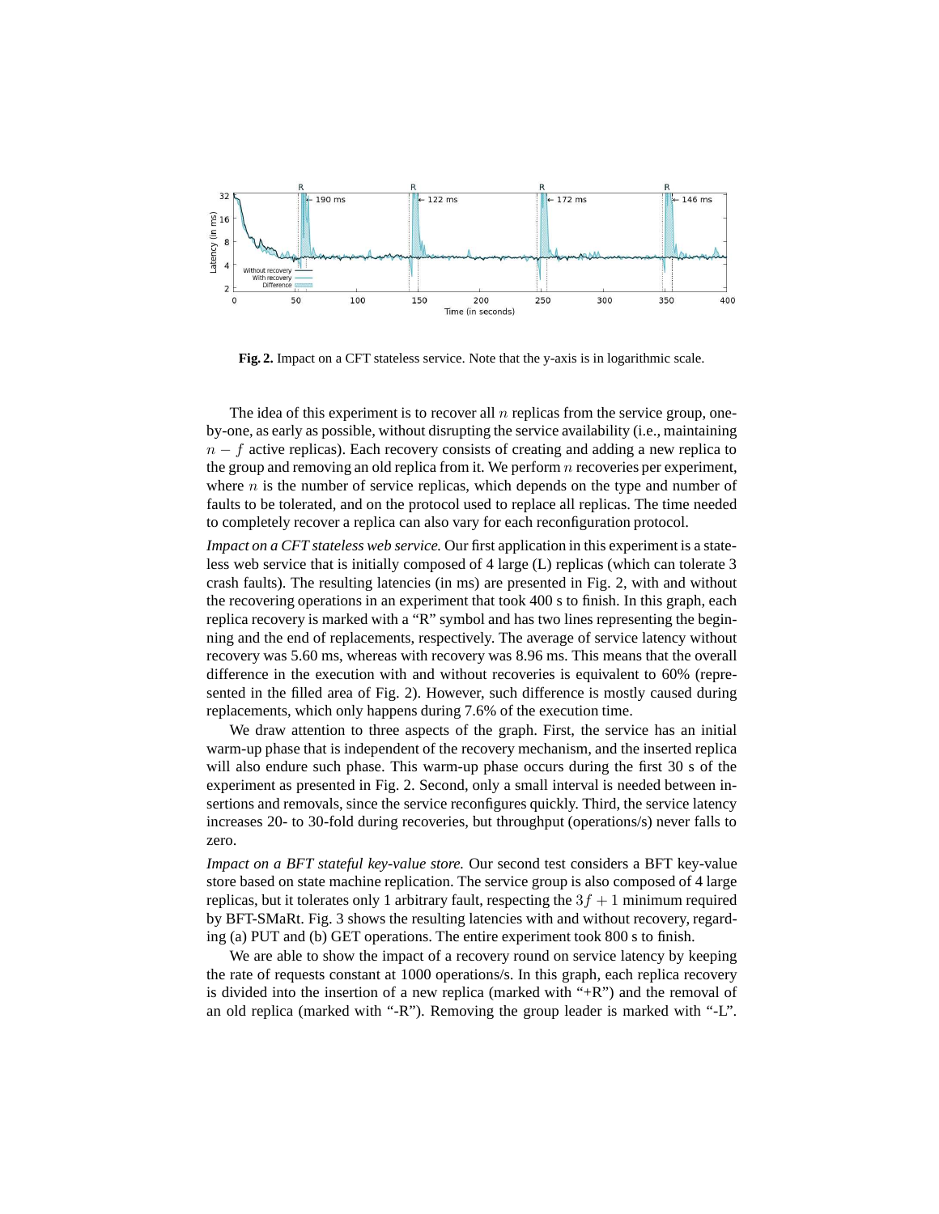**Fig. 2.** Impact on a CFT stateless service. Note that the y-axis is in logarithmic scale.

The idea of this experiment is to recover all $n$ replicas from the service group, one-by-one, as early as possible, without disrupting the service availability (i.e., maintaining $n - f$ active replicas). Each recovery consists of creating and adding a new replica to the group and removing an old replica from it. We perform $n$ recoveries per experiment, where $n$ is the number of service replicas, which depends on the type and number of faults to be tolerated, and on the protocol used to replace all replicas. The time needed to completely recover a replica can also vary for each reconfiguration protocol.

*Impact on a CFT stateless web service.* Our first application in this experiment is a stateless web service that is initially composed of 4 large (L) replicas (which can tolerate 3 crash faults). The resulting latencies (in ms) are presented in Fig. 2, with and without the recovering operations in an experiment that took 400 s to finish. In this graph, each replica recovery is marked with a "R" symbol and has two lines representing the beginning and the end of replacements, respectively. The average of service latency without recovery was 5.60 ms, whereas with recovery was 8.96 ms. This means that the overall difference in the execution with and without recoveries is equivalent to 60% (represented in the filled area of Fig. 2). However, such difference is mostly caused during replacements, which only happens during 7.6% of the execution time.

We draw attention to three aspects of the graph. First, the service has an initial warm-up phase that is independent of the recovery mechanism, and the inserted replica will also endure such phase. This warm-up phase occurs during the first 30 s of the experiment as presented in Fig. 2. Second, only a small interval is needed between insertions and removals, since the service reconfigures quickly. Third, the service latency increases 20- to 30-fold during recoveries, but throughput (operations/s) never falls to zero.

*Impact on a BFT stateful key-value store.* Our second test considers a BFT key-value store based on state machine replication. The service group is also composed of 4 large replicas, but it tolerates only 1 arbitrary fault, respecting the $3f + 1$ minimum required by BFT-SMaRt. Fig. 3 shows the resulting latencies with and without recovery, regarding (a) PUT and (b) GET operations. The entire experiment took 800 s to finish.

We are able to show the impact of a recovery round on service latency by keeping the rate of requests constant at 1000 operations/s. In this graph, each replica recovery is divided into the insertion of a new replica (marked with "+R") and the removal of an old replica (marked with "-R"). Removing the group leader is marked with "-L".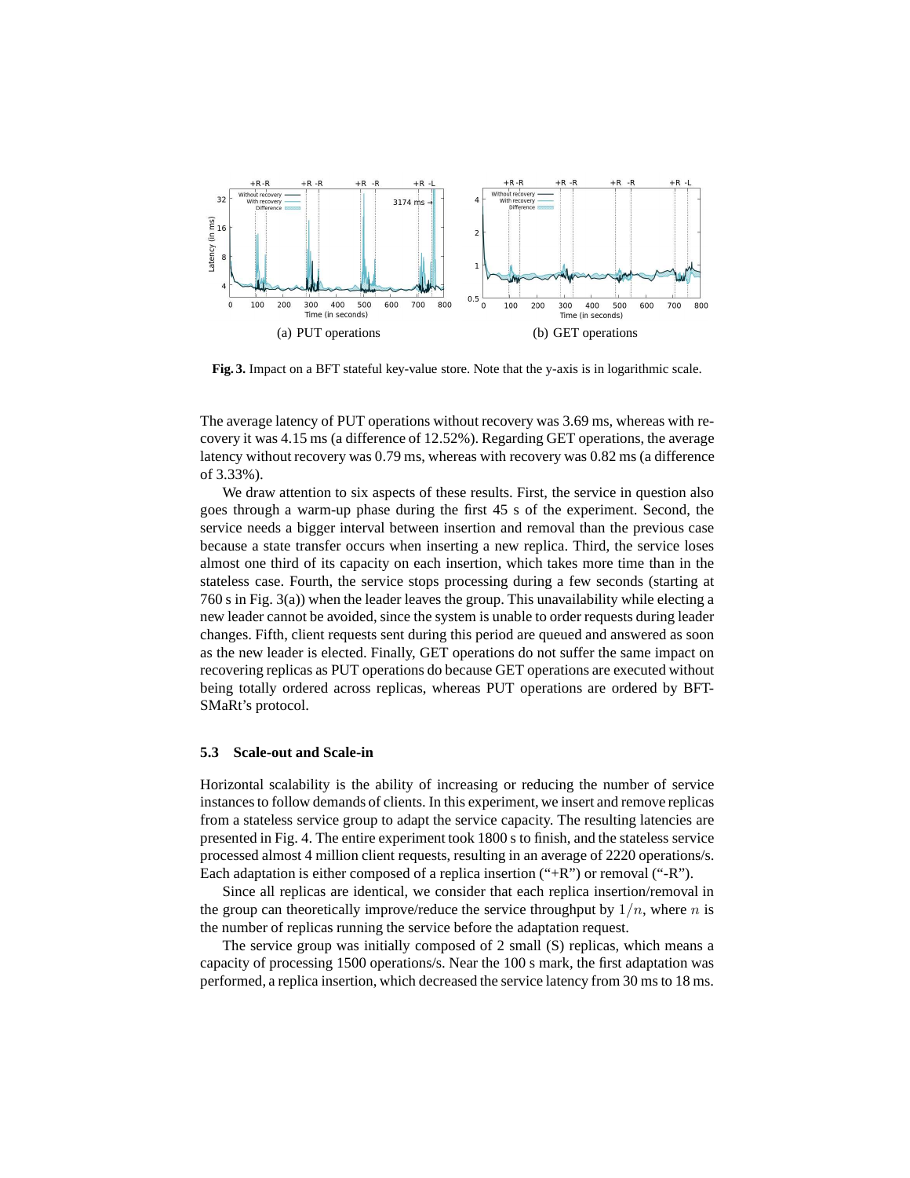(a) PUT operations

(b) GET operations

**Fig. 3.** Impact on a BFT stateful key-value store. Note that the y-axis is in logarithmic scale.

The average latency of PUT operations without recovery was 3.69 ms, whereas with recovery it was 4.15 ms (a difference of 12.52%). Regarding GET operations, the average latency without recovery was 0.79 ms, whereas with recovery was 0.82 ms (a difference of 3.33%).

We draw attention to six aspects of these results. First, the service in question also goes through a warm-up phase during the first 45 s of the experiment. Second, the service needs a bigger interval between insertion and removal than the previous case because a state transfer occurs when inserting a new replica. Third, the service loses almost one third of its capacity on each insertion, which takes more time than in the stateless case. Fourth, the service stops processing during a few seconds (starting at 760 s in Fig. 3(a)) when the leader leaves the group. This unavailability while electing a new leader cannot be avoided, since the system is unable to order requests during leader changes. Fifth, client requests sent during this period are queued and answered as soon as the new leader is elected. Finally, GET operations do not suffer the same impact on recovering replicas as PUT operations do because GET operations are executed without being totally ordered across replicas, whereas PUT operations are ordered by BFT-SMaRt's protocol.

### 5.3 Scale-out and Scale-in

Horizontal scalability is the ability of increasing or reducing the number of service instances to follow demands of clients. In this experiment, we insert and remove replicas from a stateless service group to adapt the service capacity. The resulting latencies are presented in Fig. 4. The entire experiment took 1800 s to finish, and the stateless service processed almost 4 million client requests, resulting in an average of 2220 operations/s. Each adaptation is either composed of a replica insertion ("+R") or removal ("-R").

Since all replicas are identical, we consider that each replica insertion/removal in the group can theoretically improve/reduce the service throughput by $1/n$, where $n$ is the number of replicas running the service before the adaptation request.

The service group was initially composed of 2 small (S) replicas, which means a capacity of processing 1500 operations/s. Near the 100 s mark, the first adaptation was performed, a replica insertion, which decreased the service latency from 30 ms to 18 ms.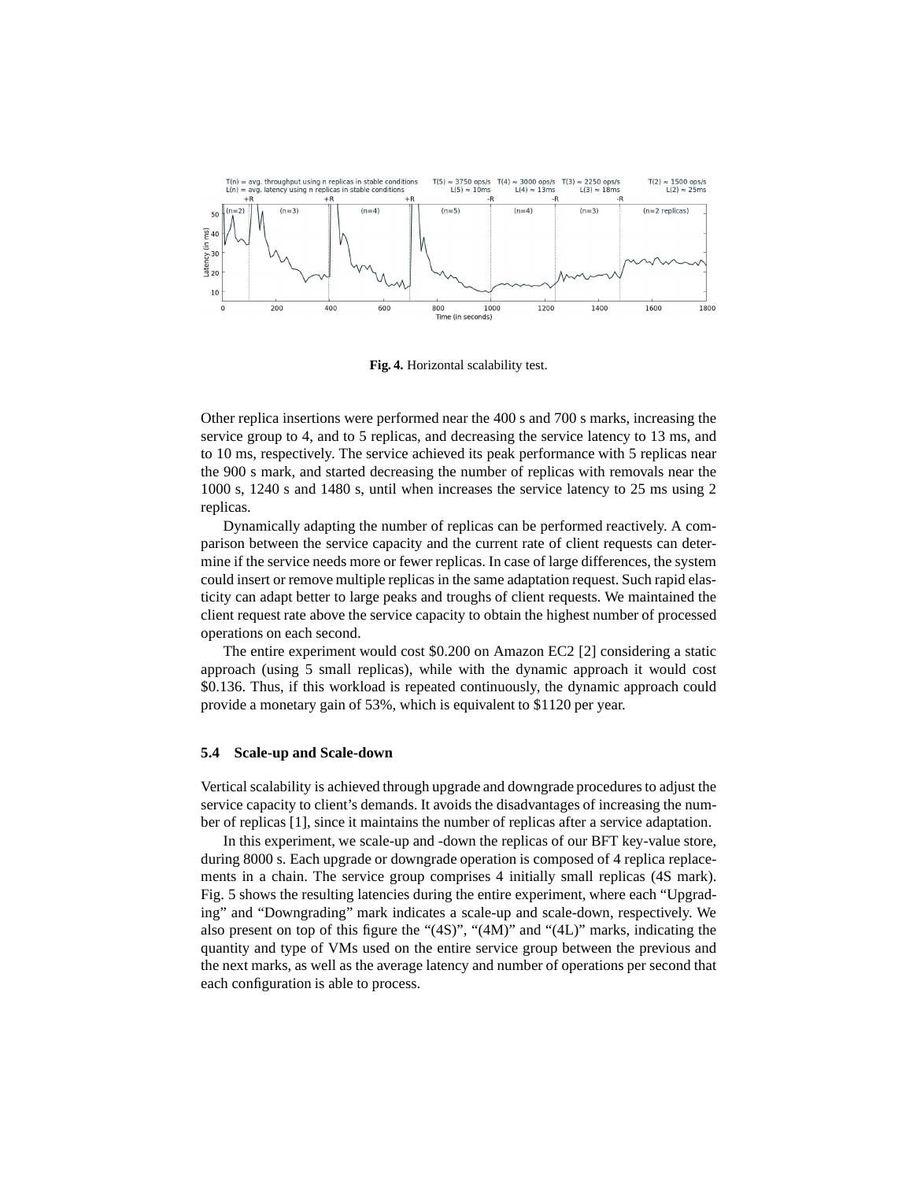Fig. 4. Horizontal scalability test.

Other replica insertions were performed near the 400 s and 700 s marks, increasing the service group to 4, and to 5 replicas, and decreasing the service latency to 13 ms, and to 10 ms, respectively. The service achieved its peak performance with 5 replicas near the 900 s mark, and started decreasing the number of replicas with removals near the 1000 s, 1240 s and 1480 s, until when increases the service latency to 25 ms using 2 replicas.

Dynamically adapting the number of replicas can be performed reactively. A comparison between the service capacity and the current rate of client requests can determine if the service needs more or fewer replicas. In case of large differences, the system could insert or remove multiple replicas in the same adaptation request. Such rapid elasticity can adapt better to large peaks and troughs of client requests. We maintained the client request rate above the service capacity to obtain the highest number of processed operations on each second.

The entire experiment would cost \$0.200 on Amazon EC2 [2] considering a static approach (using 5 small replicas), while with the dynamic approach it would cost \$0.136. Thus, if this workload is repeated continuously, the dynamic approach could provide a monetary gain of 53%, which is equivalent to \$1120 per year.

### 5.4 Scale-up and Scale-down

Vertical scalability is achieved through upgrade and downgrade procedures to adjust the service capacity to client's demands. It avoids the disadvantages of increasing the number of replicas [1], since it maintains the number of replicas after a service adaptation.

In this experiment, we scale-up and -down the replicas of our BFT key-value store, during 8000 s. Each upgrade or downgrade operation is composed of 4 replica replacements in a chain. The service group comprises 4 initially small replicas (4S mark). Fig. 5 shows the resulting latencies during the entire experiment, where each "Upgrading" and "Downgrading" mark indicates a scale-up and scale-down, respectively. We also present on top of this figure the "(4S)", "(4M)" and "(4L)" marks, indicating the quantity and type of VMs used on the entire service group between the previous and the next marks, as well as the average latency and number of operations per second that each configuration is able to process.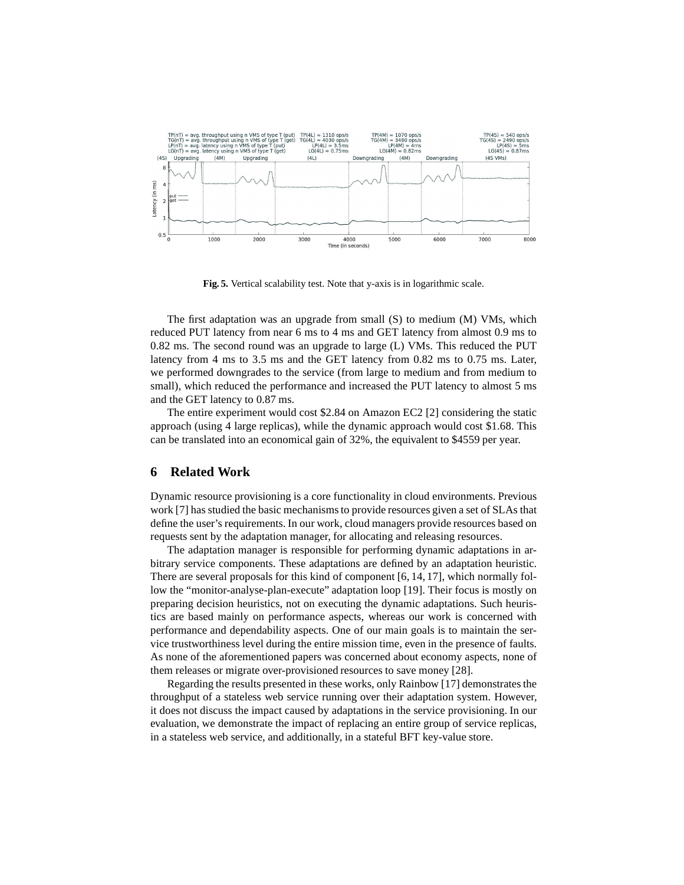**Fig. 5.** Vertical scalability test. Note that y-axis is in logarithmic scale.

The first adaptation was an upgrade from small (S) to medium (M) VMs, which reduced PUT latency from near 6 ms to 4 ms and GET latency from almost 0.9 ms to 0.82 ms. The second round was an upgrade to large (L) VMs. This reduced the PUT latency from 4 ms to 3.5 ms and the GET latency from 0.82 ms to 0.75 ms. Later, we performed downgrades to the service (from large to medium and from medium to small), which reduced the performance and increased the PUT latency to almost 5 ms and the GET latency to 0.87 ms.

The entire experiment would cost $2.84 on Amazon EC2 [2] considering the static approach (using 4 large replicas), while the dynamic approach would cost $1.68. This can be translated into an economical gain of 32%, the equivalent to $4559 per year.

## 6 Related Work

Dynamic resource provisioning is a core functionality in cloud environments. Previous work [7] has studied the basic mechanisms to provide resources given a set of SLAs that define the user's requirements. In our work, cloud managers provide resources based on requests sent by the adaptation manager, for allocating and releasing resources.

The adaptation manager is responsible for performing dynamic adaptations in arbitrary service components. These adaptations are defined by an adaptation heuristic. There are several proposals for this kind of component [6, 14, 17], which normally follow the "monitor-analyse-plan-execute" adaptation loop [19]. Their focus is mostly on preparing decision heuristics, not on executing the dynamic adaptations. Such heuristics are based mainly on performance aspects, whereas our work is concerned with performance and dependability aspects. One of our main goals is to maintain the service trustworthiness level during the entire mission time, even in the presence of faults. As none of the aforementioned papers was concerned about economy aspects, none of them releases or migrate over-provisioned resources to save money [28].

Regarding the results presented in these works, only Rainbow [17] demonstrates the throughput of a stateless web service running over their adaptation system. However, it does not discuss the impact caused by adaptations in the service provisioning. In our evaluation, we demonstrate the impact of replacing an entire group of service replicas, in a stateless web service, and additionally, in a stateful BFT key-value store.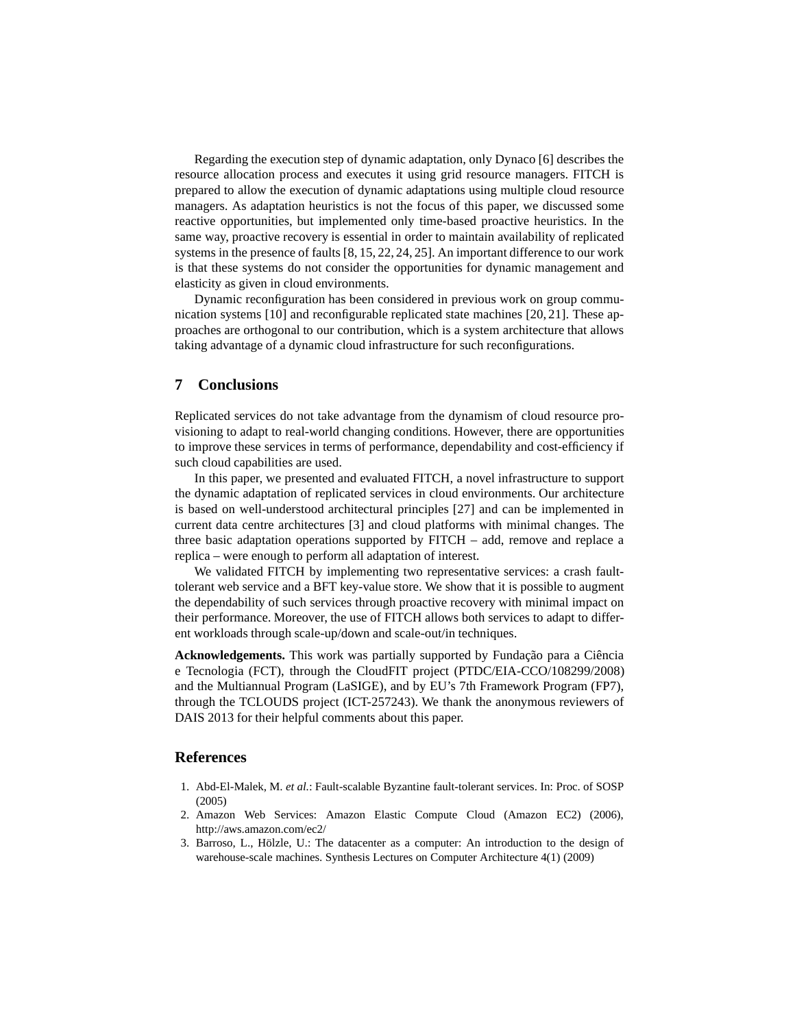Regarding the execution step of dynamic adaptation, only Dynaco [6] describes the resource allocation process and executes it using grid resource managers. FITCH is prepared to allow the execution of dynamic adaptations using multiple cloud resource managers. As adaptation heuristics is not the focus of this paper, we discussed some reactive opportunities, but implemented only time-based proactive heuristics. In the same way, proactive recovery is essential in order to maintain availability of replicated systems in the presence of faults [8, 15, 22, 24, 25]. An important difference to our work is that these systems do not consider the opportunities for dynamic management and elasticity as given in cloud environments.

Dynamic reconfiguration has been considered in previous work on group communication systems [10] and reconfigurable replicated state machines [20, 21]. These approaches are orthogonal to our contribution, which is a system architecture that allows taking advantage of a dynamic cloud infrastructure for such reconfigurations.

## 7 Conclusions

Replicated services do not take advantage from the dynamism of cloud resource provisioning to adapt to real-world changing conditions. However, there are opportunities to improve these services in terms of performance, dependability and cost-efficiency if such cloud capabilities are used.

In this paper, we presented and evaluated FITCH, a novel infrastructure to support the dynamic adaptation of replicated services in cloud environments. Our architecture is based on well-understood architectural principles [27] and can be implemented in current data centre architectures [3] and cloud platforms with minimal changes. The three basic adaptation operations supported by FITCH – add, remove and replace a replica – were enough to perform all adaptation of interest.

We validated FITCH by implementing two representative services: a crash fault-tolerant web service and a BFT key-value store. We show that it is possible to augment the dependability of such services through proactive recovery with minimal impact on their performance. Moreover, the use of FITCH allows both services to adapt to different workloads through scale-up/down and scale-out/in techniques.

**Acknowledgements.** This work was partially supported by Fundação para a Ciência e Tecnologia (FCT), through the CloudFIT project (PTDC/EIA-CCO/108299/2008) and the Multiannual Program (LaSIGE), and by EU's 7th Framework Program (FP7), through the TCLOUDS project (ICT-257243). We thank the anonymous reviewers of DAIS 2013 for their helpful comments about this paper.

## References

1. Abd-El-Malek, M. *et al.*: Fault-scalable Byzantine fault-tolerant services. In: Proc. of SOSP (2005)
2. Amazon Web Services: Amazon Elastic Compute Cloud (Amazon EC2) (2006), http://aws.amazon.com/ec2/
3. Barroso, L., Hölzle, U.: The datacenter as a computer: An introduction to the design of warehouse-scale machines. Synthesis Lectures on Computer Architecture 4(1) (2009)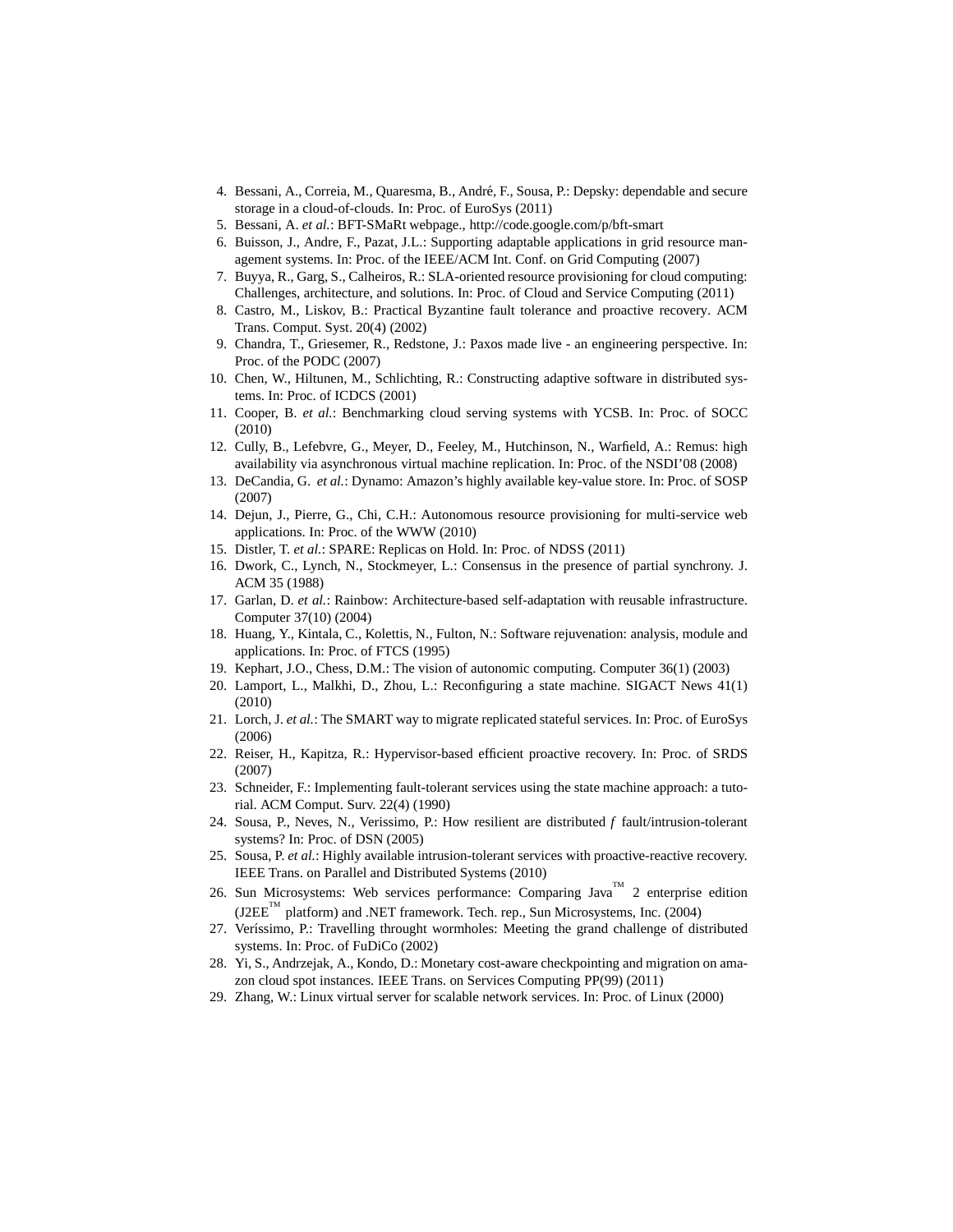4. Bessani, A., Correia, M., Quaresma, B., André, F., Sousa, P.: Depsky: dependable and secure storage in a cloud-of-clouds. In: Proc. of EuroSys (2011)
5. Bessani, A. *et al.*: BFT-SMaRt webpage., http://code.google.com/p/bft-smart
6. Buisson, J., Andre, F., Pazat, J.L.: Supporting adaptable applications in grid resource management systems. In: Proc. of the IEEE/ACM Int. Conf. on Grid Computing (2007)
7. Buyya, R., Garg, S., Calheiros, R.: SLA-oriented resource provisioning for cloud computing: Challenges, architecture, and solutions. In: Proc. of Cloud and Service Computing (2011)
8. Castro, M., Liskov, B.: Practical Byzantine fault tolerance and proactive recovery. ACM Trans. Comput. Syst. 20(4) (2002)
9. Chandra, T., Griesemer, R., Redstone, J.: Paxos made live - an engineering perspective. In: Proc. of the PODC (2007)
10. Chen, W., Hiltunen, M., Schlichting, R.: Constructing adaptive software in distributed systems. In: Proc. of ICDCS (2001)
11. Cooper, B. *et al.*: Benchmarking cloud serving systems with YCSB. In: Proc. of SOCC (2010)
12. Cully, B., Lefebvre, G., Meyer, D., Feeley, M., Hutchinson, N., Warfield, A.: Remus: high availability via asynchronous virtual machine replication. In: Proc. of the NSDI'08 (2008)
13. DeCandia, G. *et al.*: Dynamo: Amazon's highly available key-value store. In: Proc. of SOSP (2007)
14. Dejun, J., Pierre, G., Chi, C.H.: Autonomous resource provisioning for multi-service web applications. In: Proc. of the WWW (2010)
15. Distler, T. *et al.*: SPARE: Replicas on Hold. In: Proc. of NDSS (2011)
16. Dwork, C., Lynch, N., Stockmeyer, L.: Consensus in the presence of partial synchrony. J. ACM 35 (1988)
17. Garlan, D. *et al.*: Rainbow: Architecture-based self-adaptation with reusable infrastructure. Computer 37(10) (2004)
18. Huang, Y., Kintala, C., Kolettis, N., Fulton, N.: Software rejuvenation: analysis, module and applications. In: Proc. of FTCS (1995)
19. Kephart, J.O., Chess, D.M.: The vision of autonomic computing. Computer 36(1) (2003)
20. Lamport, L., Malkhi, D., Zhou, L.: Reconfiguring a state machine. SIGACT News 41(1) (2010)
21. Lorch, J. *et al.*: The SMART way to migrate replicated stateful services. In: Proc. of EuroSys (2006)
22. Reiser, H., Kapitza, R.: Hypervisor-based efficient proactive recovery. In: Proc. of SRDS (2007)
23. Schneider, F.: Implementing fault-tolerant services using the state machine approach: a tutorial. ACM Comput. Surv. 22(4) (1990)
24. Sousa, P., Neves, N., Verissimo, P.: How resilient are distributed *f* fault/intrusion-tolerant systems? In: Proc. of DSN (2005)
25. Sousa, P. *et al.*: Highly available intrusion-tolerant services with proactive-reactive recovery. IEEE Trans. on Parallel and Distributed Systems (2010)
26. Sun Microsystems: Web services performance: Comparing Java™ 2 enterprise edition (J2EE™ platform) and .NET framework. Tech. rep., Sun Microsystems, Inc. (2004)
27. Veríssimo, P.: Travelling throught wormholes: Meeting the grand challenge of distributed systems. In: Proc. of FuDiCo (2002)
28. Yi, S., Andrzejak, A., Kondo, D.: Monetary cost-aware checkpointing and migration on amazon cloud spot instances. IEEE Trans. on Services Computing PP(99) (2011)
29. Zhang, W.: Linux virtual server for scalable network services. In: Proc. of Linux (2000)